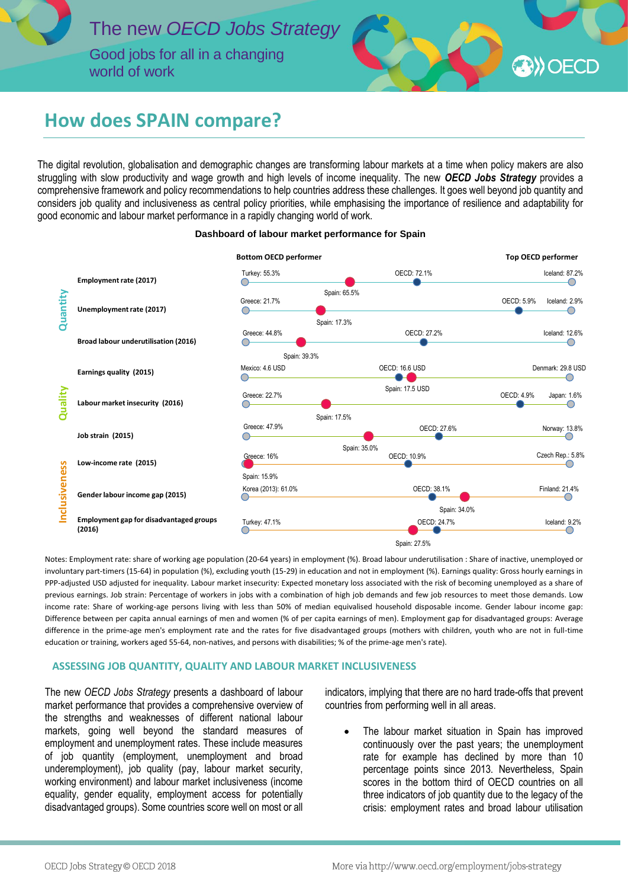# The new *OECD Jobs Strategy*

Good jobs for all in a changing world of work

## How does SPAIN compare?

The digital revolution, globalisation and demographic changes are transforming labour markets at a time when policy makers are also struggling with slow productivity and wage growth and high levels of income inequality. The new ***OECD Jobs Strategy*** provides a comprehensive framework and policy recommendations to help countries address these challenges. It goes well beyond job quantity and considers job quality and inclusiveness as central policy priorities, while emphasising the importance of resilience and adaptability for good economic and labour market performance in a rapidly changing world of work.

**Dashboard of labour market performance for Spain**

| | Indicator | Bottom OECD performer | Spain | OECD | Top OECD performer |
|---|---|---|---|---|---|
| Quantity | Employment rate (2017) | Turkey: 55.3% | Spain: 65.5% | OECD: 72.1% | Iceland: 87.2% |
| | Unemployment rate (2017) | Greece: 21.7% | Spain: 17.3% | OECD: 5.9% | Iceland: 2.9% |
| | Broad labour underutilisation (2016) | Greece: 44.8% | Spain: 39.3% | OECD: 27.2% | Iceland: 12.6% |
| Quality | Earnings quality (2015) | Mexico: 4.6 USD | Spain: 17.5 USD | OECD: 16.6 USD | Denmark: 29.8 USD |
| | Labour market insecurity (2016) | Greece: 22.7% | Spain: 17.5% | OECD: 4.9% | Japan: 1.6% |
| | Job strain (2015) | Greece: 47.9% | Spain: 35.0% | OECD: 27.6% | Norway: 13.8% |
| Inclusiveness | Low-income rate (2015) | Greece: 16% | Spain: 15.9% | OECD: 10.9% | Czech Rep.: 5.8% |
| | Gender labour income gap (2015) | Korea (2013): 61.0% | Spain: 34.0% | OECD: 38.1% | Finland: 21.4% |
| | Employment gap for disadvantaged groups (2016) | Turkey: 47.1% | Spain: 27.5% | OECD: 24.7% | Iceland: 9.2% |

Notes: Employment rate: share of working age population (20-64 years) in employment (%). Broad labour underutilisation : Share of inactive, unemployed or involuntary part-timers (15-64) in population (%), excluding youth (15-29) in education and not in employment (%). Earnings quality: Gross hourly earnings in PPP-adjusted USD adjusted for inequality. Labour market insecurity: Expected monetary loss associated with the risk of becoming unemployed as a share of previous earnings. Job strain: Percentage of workers in jobs with a combination of high job demands and few job resources to meet those demands. Low income rate: Share of working-age persons living with less than 50% of median equivalised household disposable income. Gender labour income gap: Difference between per capita annual earnings of men and women (% of per capita earnings of men). Employment gap for disadvantaged groups: Average difference in the prime-age men's employment rate and the rates for five disadvantaged groups (mothers with children, youth who are not in full-time education or training, workers aged 55-64, non-natives, and persons with disabilities; % of the prime-age men's rate).

### ASSESSING JOB QUANTITY, QUALITY AND LABOUR MARKET INCLUSIVENESS

The new *OECD Jobs Strategy* presents a dashboard of labour market performance that provides a comprehensive overview of the strengths and weaknesses of different national labour markets, going well beyond the standard measures of employment and unemployment rates. These include measures of job quantity (employment, unemployment and broad underemployment), job quality (pay, labour market security, working environment) and labour market inclusiveness (income equality, gender equality, employment access for potentially disadvantaged groups). Some countries score well on most or all indicators, implying that there are no hard trade-offs that prevent countries from performing well in all areas.

- The labour market situation in Spain has improved continuously over the past years; the unemployment rate for example has declined by more than 10 percentage points since 2013. Nevertheless, Spain scores in the bottom third of OECD countries on all three indicators of job quantity due to the legacy of the crisis: employment rates and broad labour utilisation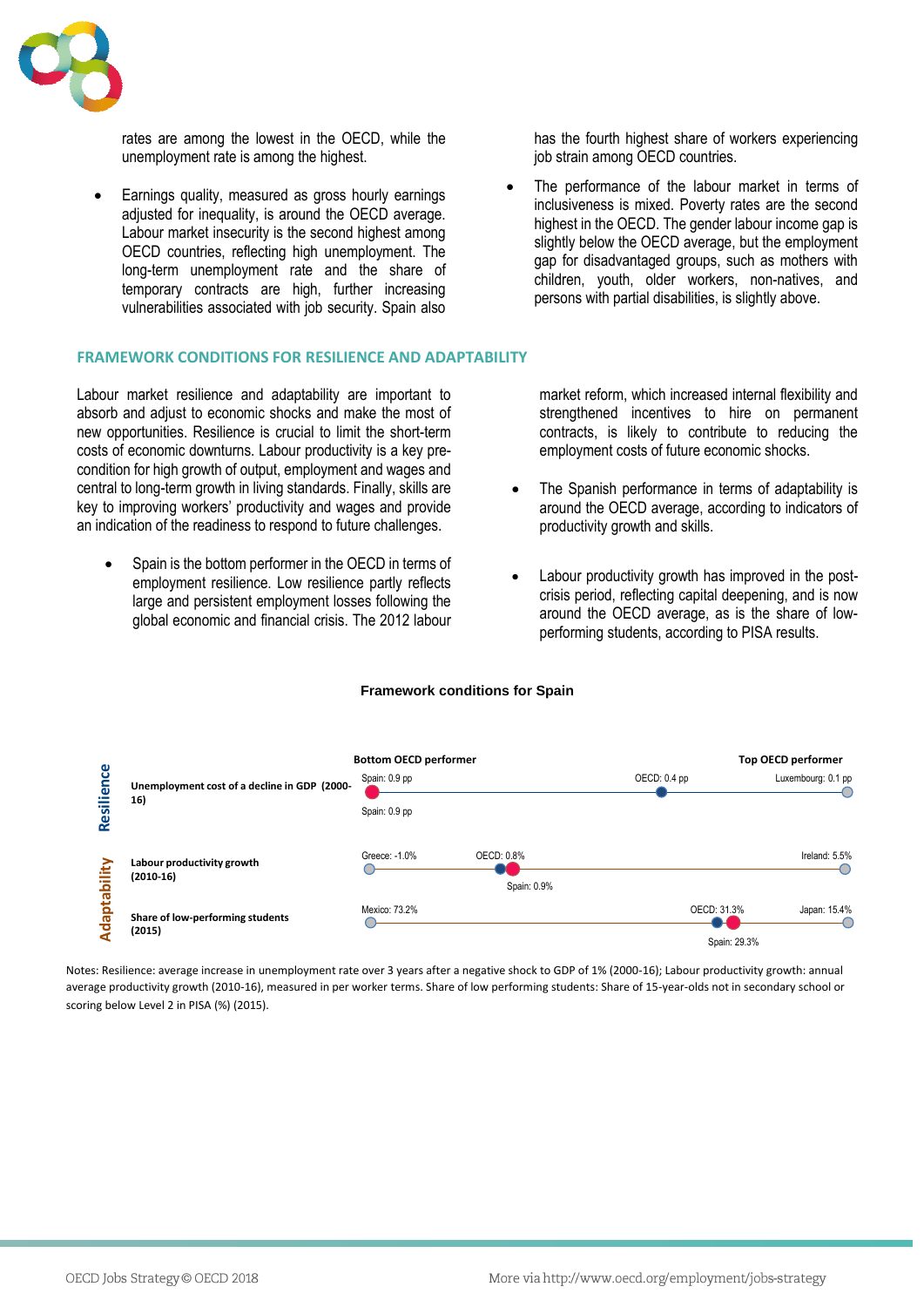rates are among the lowest in the OECD, while the unemployment rate is among the highest.

- Earnings quality, measured as gross hourly earnings adjusted for inequality, is around the OECD average. Labour market insecurity is the second highest among OECD countries, reflecting high unemployment. The long-term unemployment rate and the share of temporary contracts are high, further increasing vulnerabilities associated with job security. Spain also has the fourth highest share of workers experiencing job strain among OECD countries.

- The performance of the labour market in terms of inclusiveness is mixed. Poverty rates are the second highest in the OECD. The gender labour income gap is slightly below the OECD average, but the employment gap for disadvantaged groups, such as mothers with children, youth, older workers, non-natives, and persons with partial disabilities, is slightly above.

## FRAMEWORK CONDITIONS FOR RESILIENCE AND ADAPTABILITY

Labour market resilience and adaptability are important to absorb and adjust to economic shocks and make the most of new opportunities. Resilience is crucial to limit the short-term costs of economic downturns. Labour productivity is a key pre-condition for high growth of output, employment and wages and central to long-term growth in living standards. Finally, skills are key to improving workers' productivity and wages and provide an indication of the readiness to respond to future challenges.

- Spain is the bottom performer in the OECD in terms of employment resilience. Low resilience partly reflects large and persistent employment losses following the global economic and financial crisis. The 2012 labour market reform, which increased internal flexibility and strengthened incentives to hire on permanent contracts, is likely to contribute to reducing the employment costs of future economic shocks.

- The Spanish performance in terms of adaptability is around the OECD average, according to indicators of productivity growth and skills.

- Labour productivity growth has improved in the post-crisis period, reflecting capital deepening, and is now around the OECD average, as is the share of low-performing students, according to PISA results.

**Framework conditions for Spain**

Bottom OECD performer
Top OECD performer

Resilience
Unemployment cost of a decline in GDP (2000-16)
Spain: 0.9 pp
OECD: 0.4 pp
Luxembourg: 0.1 pp
Spain: 0.9 pp

Adaptability
Labour productivity growth (2010-16)
Greece: -1.0%
OECD: 0.8%
Ireland: 5.5%
Spain: 0.9%

Share of low-performing students (2015)
Mexico: 73.2%
OECD: 31.3%
Japan: 15.4%
Spain: 29.3%

Notes: Resilience: average increase in unemployment rate over 3 years after a negative shock to GDP of 1% (2000-16); Labour productivity growth: annual average productivity growth (2010-16), measured in per worker terms. Share of low performing students: Share of 15-year-olds not in secondary school or scoring below Level 2 in PISA (%) (2015).